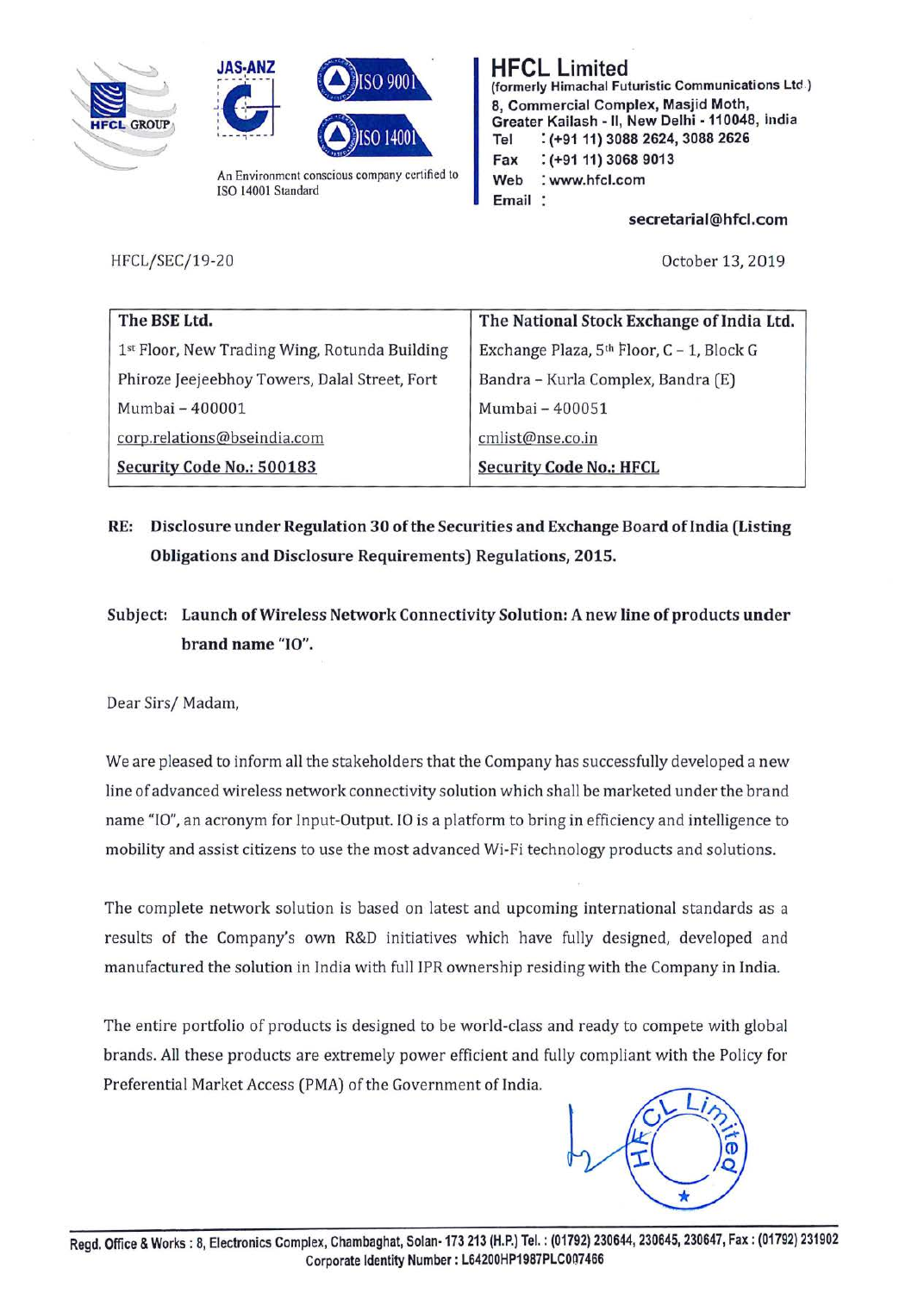**HFCL Limited**
(formerly Himachal Futuristic Communications Ltd.)
8, Commercial Complex, Masjid Moth,
Greater Kailash - II, New Delhi - 110048, India
Tel : (+91 11) 3088 2624, 3088 2626
Fax : (+91 11) 3068 9013
Web : www.hfcl.com
Email : secretarial@hfcl.com

An Environment conscious company certified to ISO 14001 Standard

HFCL/SEC/19-20

October 13, 2019

| The BSE Ltd. | The National Stock Exchange of India Ltd. |
|---|---|
| 1st Floor, New Trading Wing, Rotunda Building | Exchange Plaza, 5th Floor, C – 1, Block G |
| Phiroze Jeejeebhoy Towers, Dalal Street, Fort | Bandra – Kurla Complex, Bandra (E) |
| Mumbai – 400001 | Mumbai – 400051 |
| corp.relations@bseindia.com | cmlist@nse.co.in |
| **Security Code No.: 500183** | **Security Code No.: HFCL** |

**RE: Disclosure under Regulation 30 of the Securities and Exchange Board of India (Listing Obligations and Disclosure Requirements) Regulations, 2015.**

**Subject: Launch of Wireless Network Connectivity Solution: A new line of products under brand name "IO".**

Dear Sirs/ Madam,

We are pleased to inform all the stakeholders that the Company has successfully developed a new line of advanced wireless network connectivity solution which shall be marketed under the brand name "IO", an acronym for Input-Output. IO is a platform to bring in efficiency and intelligence to mobility and assist citizens to use the most advanced Wi-Fi technology products and solutions.

The complete network solution is based on latest and upcoming international standards as a results of the Company's own R&D initiatives which have fully designed, developed and manufactured the solution in India with full IPR ownership residing with the Company in India.

The entire portfolio of products is designed to be world-class and ready to compete with global brands. All these products are extremely power efficient and fully compliant with the Policy for Preferential Market Access (PMA) of the Government of India.

Regd. Office & Works : 8, Electronics Complex, Chambaghat, Solan- 173 213 (H.P.) Tel. : (01792) 230644, 230645, 230647, Fax : (01792) 231902
Corporate Identity Number : L64200HP1987PLC007466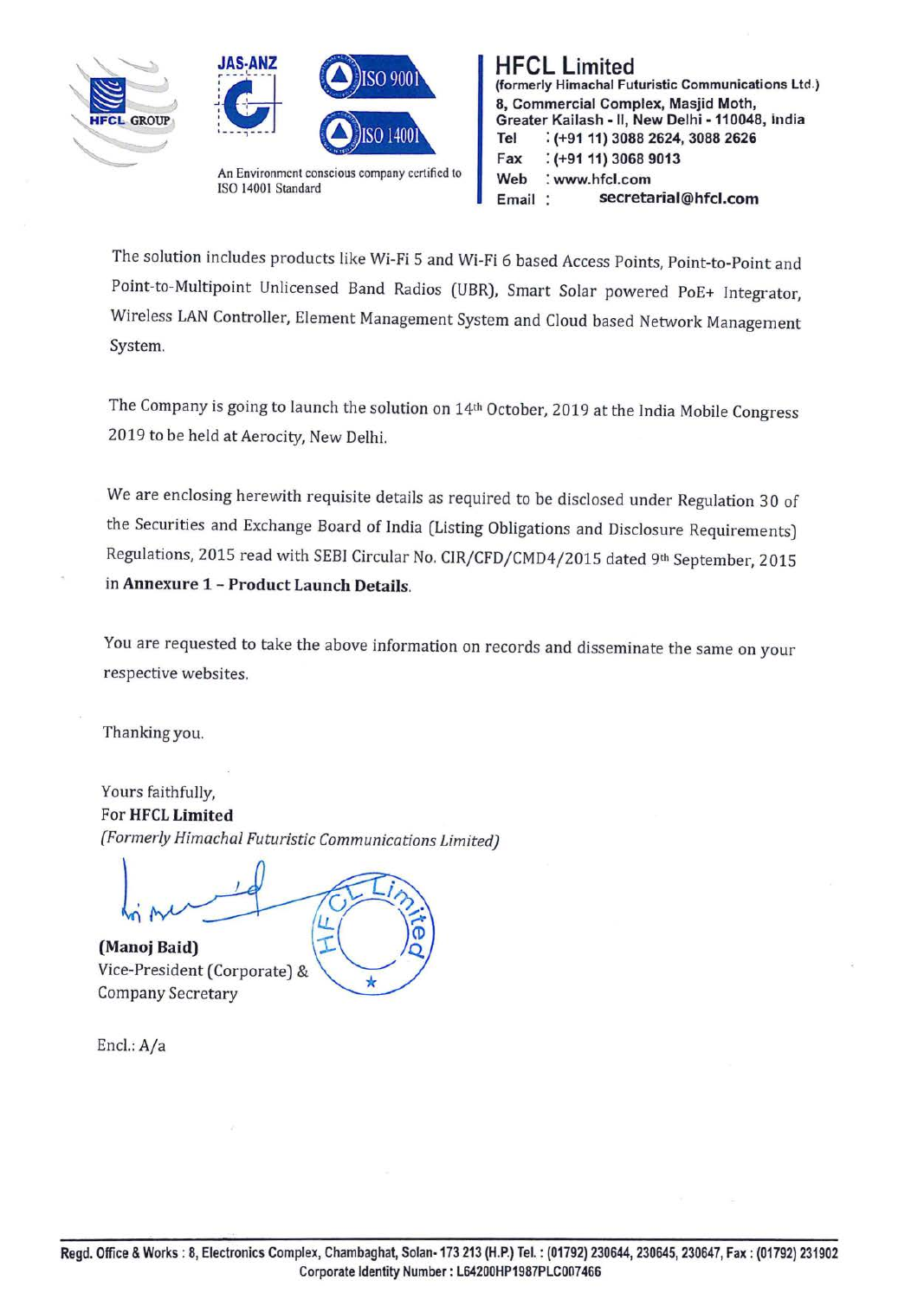The solution includes products like Wi-Fi 5 and Wi-Fi 6 based Access Points, Point-to-Point and Point-to-Multipoint Unlicensed Band Radios (UBR), Smart Solar powered PoE+ Integrator, Wireless LAN Controller, Element Management System and Cloud based Network Management System.

The Company is going to launch the solution on 14th October, 2019 at the India Mobile Congress 2019 to be held at Aerocity, New Delhi.

We are enclosing herewith requisite details as required to be disclosed under Regulation 30 of the Securities and Exchange Board of India (Listing Obligations and Disclosure Requirements) Regulations, 2015 read with SEBI Circular No. CIR/CFD/CMD4/2015 dated 9th September, 2015 in **Annexure 1 – Product Launch Details**.

You are requested to take the above information on records and disseminate the same on your respective websites.

Thanking you.

Yours faithfully,
For **HFCL Limited**
*(Formerly Himachal Futuristic Communications Limited)*

**(Manoj Baid)**
Vice-President (Corporate) &
Company Secretary

Encl.: A/a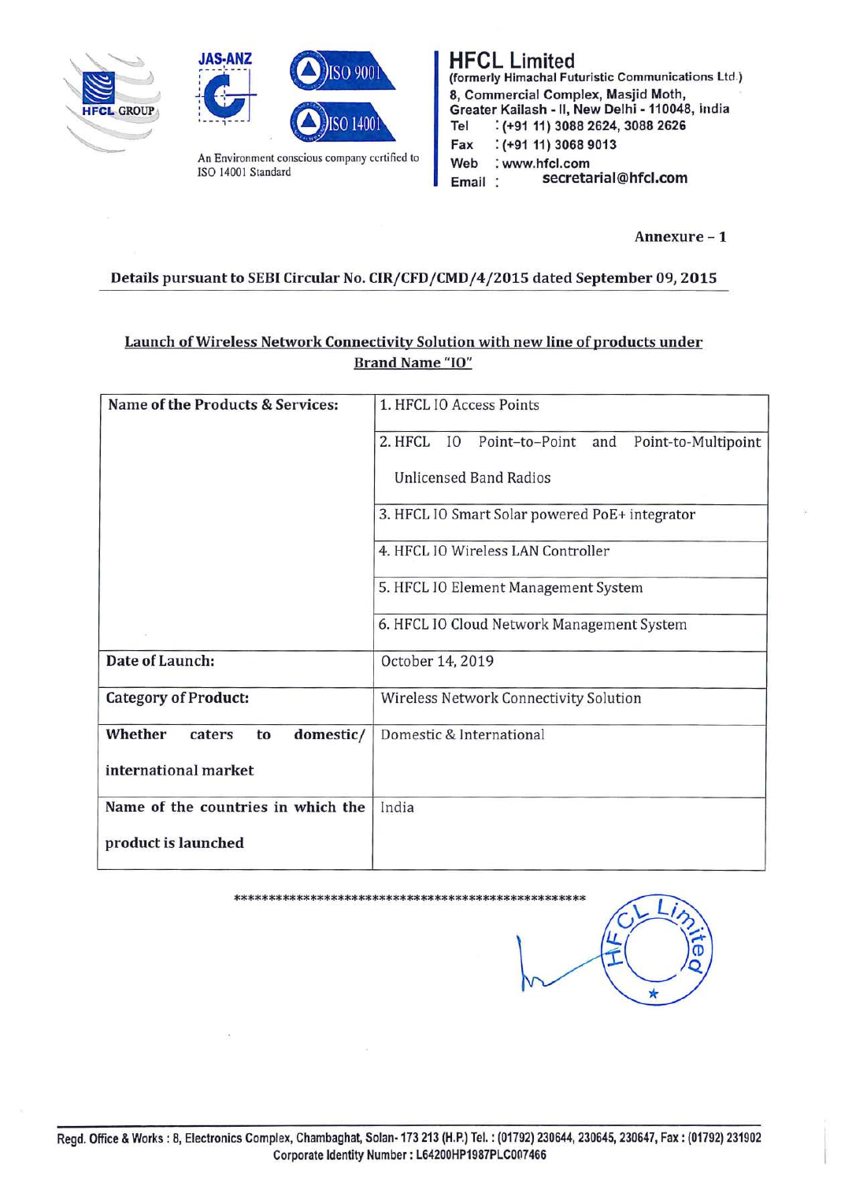**HFCL Limited**
(formerly Himachal Futuristic Communications Ltd.)
8, Commercial Complex, Masjid Moth,
Greater Kailash - II, New Delhi - 110048, India
Tel : (+91 11) 3088 2624, 3088 2626
Fax : (+91 11) 3068 9013
Web : www.hfcl.com
Email : secretarial@hfcl.com

An Environment conscious company certified to ISO 14001 Standard

**Annexure – 1**

**Details pursuant to SEBI Circular No. CIR/CFD/CMD/4/2015 dated September 09, 2015**

**Launch of Wireless Network Connectivity Solution with new line of products under Brand Name "IO"**

| | |
|---|---|
| **Name of the Products & Services:** | 1. HFCL IO Access Points |
| | 2. HFCL IO Point–to–Point and Point-to-Multipoint Unlicensed Band Radios |
| | 3. HFCL IO Smart Solar powered PoE+ integrator |
| | 4. HFCL IO Wireless LAN Controller |
| | 5. HFCL IO Element Management System |
| | 6. HFCL IO Cloud Network Management System |
| **Date of Launch:** | October 14, 2019 |
| **Category of Product:** | Wireless Network Connectivity Solution |
| **Whether caters to domestic/ international market** | Domestic & International |
| **Name of the countries in which the product is launched** | India |

\*\*\*\*\*\*\*\*\*\*\*\*\*\*\*\*\*\*\*\*\*\*\*\*\*\*\*\*\*\*\*\*\*\*\*\*\*\*\*\*\*\*\*\*\*\*\*\*\*\*\*\*

Regd. Office & Works : 8, Electronics Complex, Chambaghat, Solan- 173 213 (H.P.) Tel. : (01792) 230644, 230645, 230647, Fax : (01792) 231902
Corporate Identity Number : L64200HP1987PLC007466